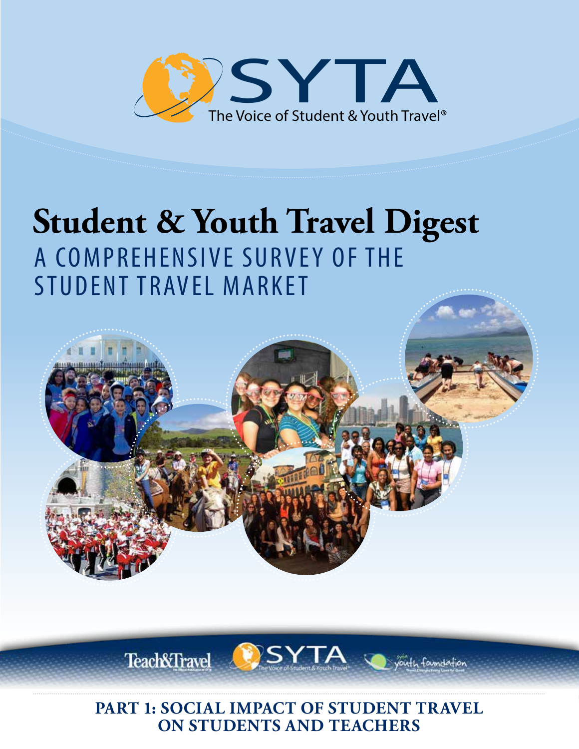SYTA

The Voice of Student & Youth Travel®

# Student & Youth Travel Digest

## A COMPREHENSIVE SURVEY OF THE STUDENT TRAVEL MARKET

Teach&Travel

SYTA The Voice of Student & Youth Travel

syta youth foundation

## PART 1: SOCIAL IMPACT OF STUDENT TRAVEL ON STUDENTS AND TEACHERS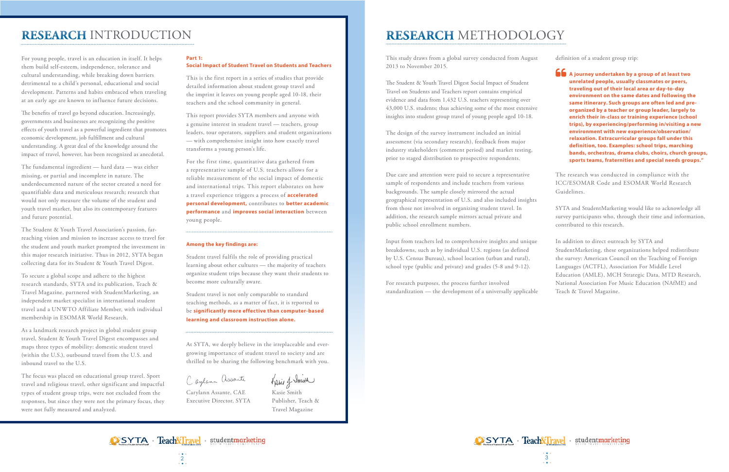# RESEARCH INTRODUCTION

For young people, travel is an education in itself. It helps them build self-esteem, independence, tolerance and cultural understanding, while breaking down barriers detrimental to a child's personal, educational and social development. Patterns and habits embraced when traveling at an early age are known to influence future decisions.

The benefits of travel go beyond education. Increasingly, governments and businesses are recognizing the positive effects of youth travel as a powerful ingredient that promotes economic development, job fulfillment and cultural understanding. A great deal of the knowledge around the impact of travel, however, has been recognized as anecdotal.

The fundamental ingredient — hard data — was either missing, or partial and incomplete in nature. The underdocumented nature of the sector created a need for quantifiable data and meticulous research; research that would not only measure the volume of the student and youth travel market, but also its contemporary features and future potential.

The Student & Youth Travel Association's passion, far-reaching vision and mission to increase access to travel for the student and youth market prompted the investment in this major research initiative. Thus in 2012, SYTA began collecting data for its Student & Youth Travel Digest.

To secure a global scope and adhere to the highest research standards, SYTA and its publication, Teach & Travel Magazine, partnered with StudentMarketing, an independent market specialist in international student travel and a UNWTO Affiliate Member, with individual membership in ESOMAR World Research.

As a landmark research project in global student group travel, Student & Youth Travel Digest encompasses and maps three types of mobility: domestic student travel (within the U.S.), outbound travel from the U.S. and inbound travel to the U.S.

The focus was placed on educational group travel. Sport travel and religious travel, other significant and impactful types of student group trips, were not excluded from the responses, but since they were not the primary focus, they were not fully measured and analyzed.

**Part 1:**
**Social Impact of Student Travel on Students and Teachers**

This is the first report in a series of studies that provide detailed information about student group travel and the imprint it leaves on young people aged 10-18, their teachers and the school community in general.

This report provides SYTA members and anyone with a genuine interest in student travel — teachers, group leaders, tour operators, suppliers and student organizations — with comprehensive insight into how exactly travel transforms a young person's life.

For the first time, quantitative data gathered from a representative sample of U.S. teachers allows for a reliable measurement of the social impact of domestic and international trips. This report elaborates on how a travel experience triggers a process of **accelerated personal development,** contributes to **better academic performance** and **improves social interaction** between young people.

**Among the key findings are:**

Student travel fulfils the role of providing practical learning about other cultures — the majority of teachers organize student trips because they want their students to become more culturally aware.

Student travel is not only comparable to standard teaching methods, as a matter of fact, it is reported to be **significantly more effective than computer-based learning and classroom instruction alone.**

At SYTA, we deeply believe in the irreplaceable and ever-growing importance of student travel to society and are thrilled to be sharing the following benchmark with you.

Carylann Assante, CAE
Executive Director, SYTA

Kasie Smith
Publisher, Teach & Travel Magazine

# RESEARCH METHODOLOGY

This study draws from a global survey conducted from August 2013 to November 2015.

The Student & Youth Travel Digest Social Impact of Student Travel on Students and Teachers report contains empirical evidence and data from 1,432 U.S. teachers representing over 43,000 U.S. students; thus achieving some of the most extensive insights into student group travel of young people aged 10-18.

The design of the survey instrument included an initial assessment (via secondary research), feedback from major industry stakeholders (comment period) and market testing, prior to staged distribution to prospective respondents.

Due care and attention were paid to secure a representative sample of respondents and include teachers from various backgrounds. The sample closely mirrored the actual geographical representation of U.S. and also included insights from those not involved in organizing student travel. In addition, the research sample mirrors actual private and public school enrollment numbers.

Input from teachers led to comprehensive insights and unique breakdowns, such as by individual U.S. regions (as defined by U.S. Census Bureau), school location (urban and rural), school type (public and private) and grades (5-8 and 9-12).

For research purposes, the process further involved standardization — the development of a universally applicable definition of a student group trip:

> **"A journey undertaken by a group of at least two unrelated people, usually classmates or peers, traveling out of their local area or day-to-day environment on the same dates and following the same itinerary. Such groups are often led and pre-organized by a teacher or group leader, largely to enrich their in-class or training experience (school trips), by experiencing/performing in/visiting a new environment with new experience/observation/relaxation. Extracurricular groups fall under this definition, too. Examples: school trips, marching bands, orchestras, drama clubs, choirs, church groups, sports teams, fraternities and special needs groups."**

The research was conducted in compliance with the ICC/ESOMAR Code and ESOMAR World Research Guidelines.

SYTA and StudentMarketing would like to acknowledge all survey participants who, through their time and information, contributed to this research.

In addition to direct outreach by SYTA and StudentMarketing, these organizations helped redistribute the survey: American Council on the Teaching of Foreign Languages (ACTFL), Association For Middle Level Education (AMLE), MCH Strategic Data, MTD Research, National Association For Music Education (NAfME) and Teach & Travel Magazine.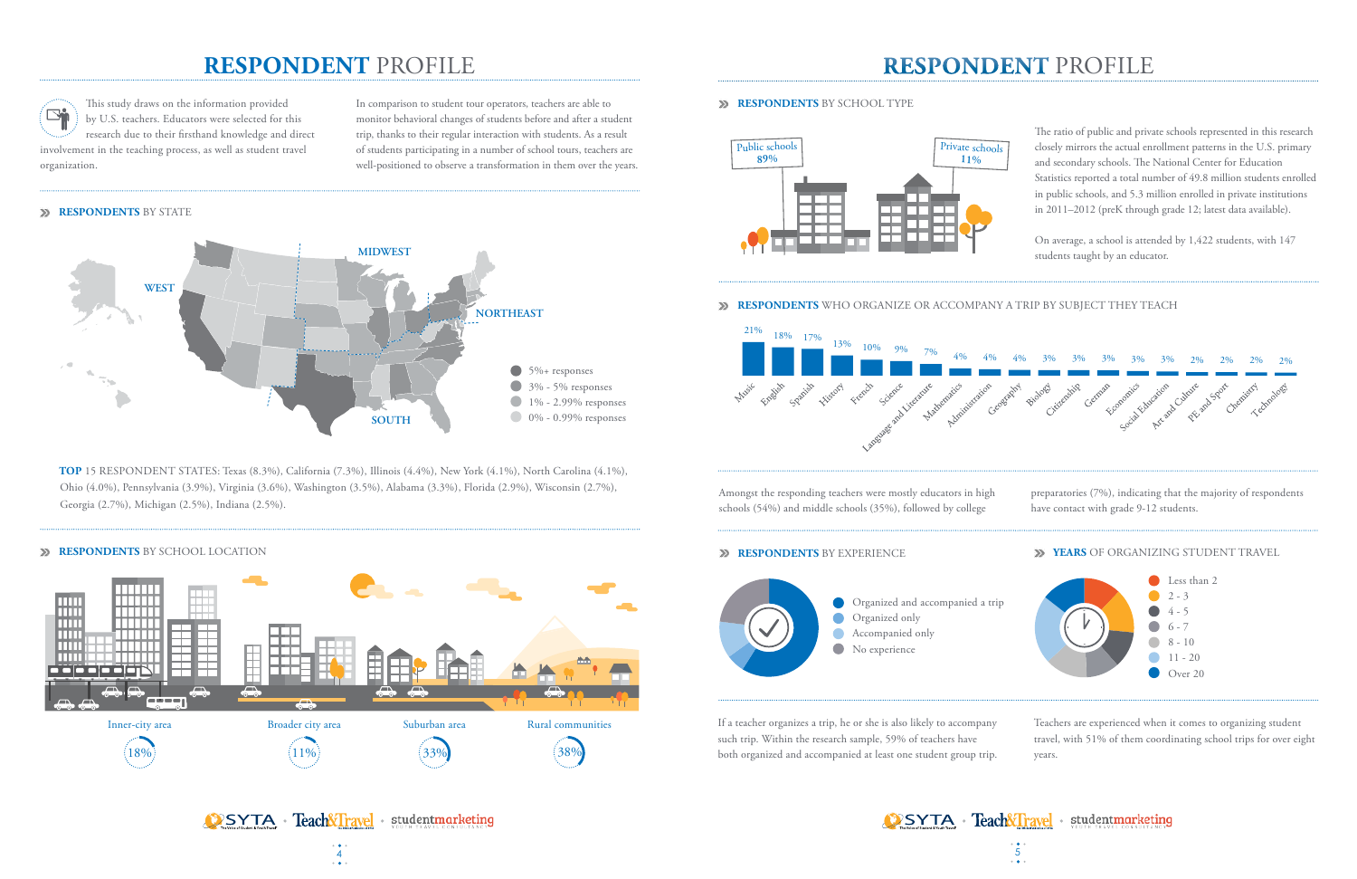# RESPONDENT PROFILE

This study draws on the information provided by U.S. teachers. Educators were selected for this research due to their firsthand knowledge and direct involvement in the teaching process, as well as student travel organization.

In comparison to student tour operators, teachers are able to monitor behavioral changes of students before and after a student trip, thanks to their regular interaction with students. As a result of students participating in a number of school tours, teachers are well-positioned to observe a transformation in them over the years.

## RESPONDENTS BY STATE

WEST · MIDWEST · NORTHEAST · SOUTH

- 5%+ responses
- 3% - 5% responses
- 1% - 2.99% responses
- 0% - 0.99% responses

**TOP** 15 RESPONDENT STATES: Texas (8.3%), California (7.3%), Illinois (4.4%), New York (4.1%), North Carolina (4.1%), Ohio (4.0%), Pennsylvania (3.9%), Virginia (3.6%), Washington (3.5%), Alabama (3.3%), Florida (2.9%), Wisconsin (2.7%), Georgia (2.7%), Michigan (2.5%), Indiana (2.5%).

## RESPONDENTS BY SCHOOL LOCATION

| Inner-city area | Broader city area | Suburban area | Rural communities |
|---|---|---|---|
| 18% | 11% | 33% | 38% |

# RESPONDENT PROFILE

## RESPONDENTS BY SCHOOL TYPE

| Public schools | Private schools |
|---|---|
| 89% | 11% |

The ratio of public and private schools represented in this research closely mirrors the actual enrollment patterns in the U.S. primary and secondary schools. The National Center for Education Statistics reported a total number of 49.8 million students enrolled in public schools, and 5.3 million enrolled in private institutions in 2011–2012 (preK through grade 12; latest data available).

On average, a school is attended by 1,422 students, with 147 students taught by an educator.

## RESPONDENTS WHO ORGANIZE OR ACCOMPANY A TRIP BY SUBJECT THEY TEACH

| Subject | % |
|---|---|
| Music | 21% |
| English | 18% |
| Spanish | 17% |
| History | 13% |
| French | 10% |
| Science | 9% |
| Language and Literature | 7% |
| Mathematics | 4% |
| Administration | 4% |
| Geography | 4% |
| Biology | 3% |
| Citizenship | 3% |
| German | 3% |
| Economics | 3% |
| Social Education | 3% |
| Art and Culture | 2% |
| PE and Sport | 2% |
| Chemistry | 2% |
| Technology | 2% |

Amongst the responding teachers were mostly educators in high schools (54%) and middle schools (35%), followed by college preparatories (7%), indicating that the majority of respondents have contact with grade 9-12 students.

## RESPONDENTS BY EXPERIENCE

- Organized and accompanied a trip
- Organized only
- Accompanied only
- No experience

If a teacher organizes a trip, he or she is also likely to accompany such trip. Within the research sample, 59% of teachers have both organized and accompanied at least one student group trip.

## YEARS OF ORGANIZING STUDENT TRAVEL

- Less than 2
- 2 - 3
- 4 - 5
- 6 - 7
- 8 - 10
- 11 - 20
- Over 20

Teachers are experienced when it comes to organizing student travel, with 51% of them coordinating school trips for over eight years.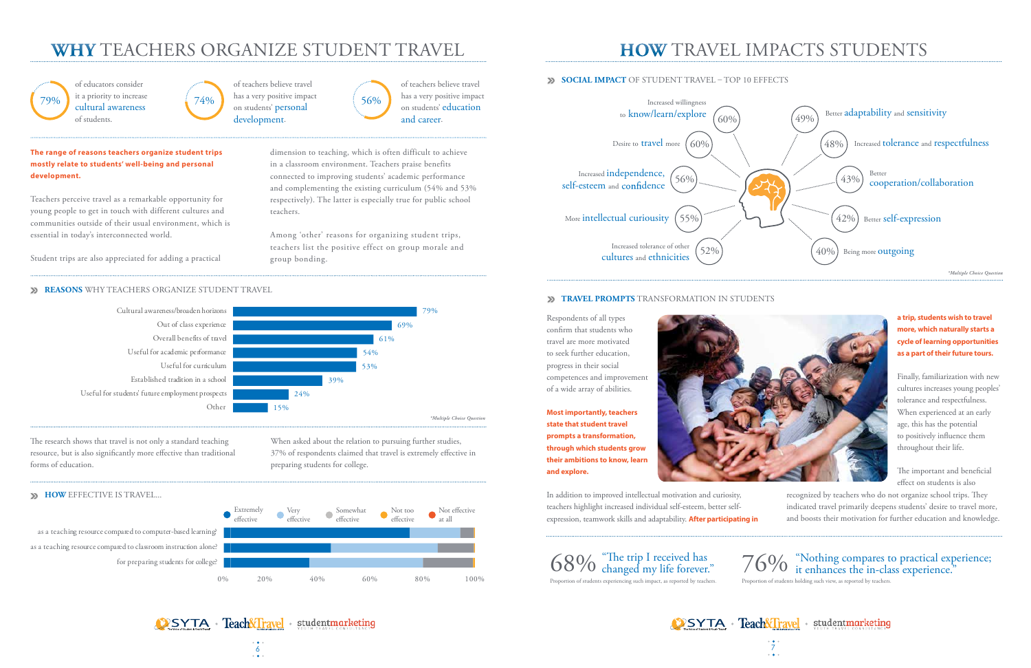# WHY TEACHERS ORGANIZE STUDENT TRAVEL

**79%** of educators consider it a priority to increase cultural awareness of students.

**74%** of teachers believe travel has a very positive impact on students' personal development.

**56%** of teachers believe travel has a very positive impact on students' education and career.

**The range of reasons teachers organize student trips mostly relate to students' well-being and personal development.**

Teachers perceive travel as a remarkable opportunity for young people to get in touch with different cultures and communities outside of their usual environment, which is essential in today's interconnected world.

Student trips are also appreciated for adding a practical dimension to teaching, which is often difficult to achieve in a classroom environment. Teachers praise benefits connected to improving students' academic performance and complementing the existing curriculum (54% and 53% respectively). The latter is especially true for public school teachers.

Among 'other' reasons for organizing student trips, teachers list the positive effect on group morale and group bonding.

## REASONS WHY TEACHERS ORGANIZE STUDENT TRAVEL

| Reason | % |
|---|---|
| Cultural awareness/broaden horizons | 79% |
| Out of class experience | 69% |
| Overall benefits of travel | 61% |
| Useful for academic performance | 54% |
| Useful for curriculum | 53% |
| Established tradition in a school | 39% |
| Useful for students' future employment prospects | 24% |
| Other | 15% |

*Multiple Choice Question

The research shows that travel is not only a standard teaching resource, but is also significantly more effective than traditional forms of education.

When asked about the relation to pursuing further studies, 37% of respondents claimed that travel is extremely effective in preparing students for college.

## HOW EFFECTIVE IS TRAVEL...

Legend: Extremely effective · Very effective · Somewhat effective · Not too effective · Not effective at all

- as a teaching resource compared to computer-based learning?
- as a teaching resource compared to classroom instruction alone?
- for preparing students for college?

(Scale: 0% – 20% – 40% – 60% – 80% – 100%)

# HOW TRAVEL IMPACTS STUDENTS

## SOCIAL IMPACT OF STUDENT TRAVEL – TOP 10 EFFECTS

| Effect | % |
|---|---|
| Increased willingness to know/learn/explore | 60% |
| Desire to travel more | 60% |
| Increased independence, self-esteem and confidence | 56% |
| More intellectual curiosity | 55% |
| Increased tolerance of other cultures and ethnicities | 52% |
| Better adaptability and sensitivity | 49% |
| Increased tolerance and respectfulness | 48% |
| Better cooperation/collaboration | 43% |
| Better self-expression | 42% |
| Being more outgoing | 40% |

*Multiple Choice Question

## TRAVEL PROMPTS TRANSFORMATION IN STUDENTS

Respondents of all types confirm that students who travel are more motivated to seek further education, progress in their social competences and improvement of a wide array of abilities.

**Most importantly, teachers state that student travel prompts a transformation, through which students grow their ambitions to know, learn and explore.**

In addition to improved intellectual motivation and curiosity, teachers highlight increased individual self-esteem, better self-expression, teamwork skills and adaptability. **After participating in a trip, students wish to travel more, which naturally starts a cycle of learning opportunities as a part of their future tours.**

Finally, familiarization with new cultures increases young peoples' tolerance and respectfulness. When experienced at an early age, this has the potential to positively influence them throughout their life.

The important and beneficial effect on students is also recognized by teachers who do not organize school trips. They indicated travel primarily deepens students' desire to travel more, and boosts their motivation for further education and knowledge.

**68%** "The trip I received has changed my life forever."
Proportion of students experiencing such impact, as reported by teachers.

**76%** "Nothing compares to practical experience; it enhances the in-class experience."
Proportion of students holding such view, as reported by teachers.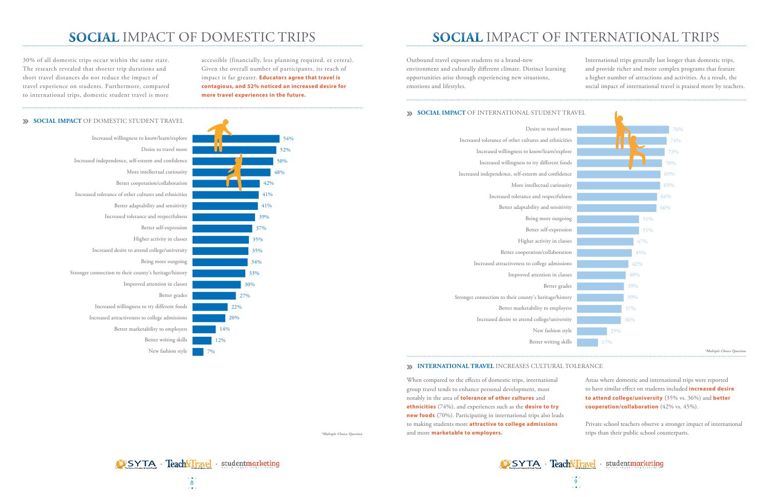# SOCIAL IMPACT OF DOMESTIC TRIPS

30% of all domestic trips occur within the same state. The research revealed that shorter trip durations and short travel distances do not reduce the impact of travel experience on students. Furthermore, compared to international trips, domestic student travel is more accessible (financially, less planning required, et cetera). Given the overall number of participants, its reach of impact is far greater. **Educators agree that travel is contagious, and 52% noticed an increased desire for more travel experiences in the future.**

## SOCIAL IMPACT OF DOMESTIC STUDENT TRAVEL

| Impact | % |
|---|---|
| Increased willingness to know/learn/explore | 54% |
| Desire to travel more | 52% |
| Increased independence, self-esteem and confidence | 50% |
| More intellectual curiosity | 48% |
| Better cooperation/collaboration | 42% |
| Increased tolerance of other cultures and ethnicities | 41% |
| Better adaptability and sensitivity | 41% |
| Increased tolerance and respectfulness | 39% |
| Better self-expression | 37% |
| Higher activity in classes | 35% |
| Increased desire to attend college/university | 35% |
| Being more outgoing | 34% |
| Stronger connection to their county's heritage/history | 33% |
| Improved attention in classes | 30% |
| Better grades | 27% |
| Increased willingness to try different foods | 22% |
| Increased attractiveness to college admissions | 20% |
| Better marketability to employers | 14% |
| Better writing skills | 12% |
| New fashion style | 7% |

*Multiple Choice Question*

# SOCIAL IMPACT OF INTERNATIONAL TRIPS

Outbound travel exposes students to a brand-new environment and culturally different climate. Distinct learning opportunities arise through experiencing new situations, emotions and lifestyles.

International trips generally last longer than domestic trips, and provide richer and more complex programs that feature a higher number of attractions and activities. As a result, the social impact of international travel is praised more by teachers.

## SOCIAL IMPACT OF INTERNATIONAL STUDENT TRAVEL

| Impact | % |
|---|---|
| Desire to travel more | 76% |
| Increased tolerance of other cultures and ethnicities | 74% |
| Increased willingness to know/learn/explore | 73% |
| Increased willingness to try different foods | 70% |
| Increased independence, self-esteem and confidence | 69% |
| More intellectual curiosity | 69% |
| Increased tolerance and respectfulness | 66% |
| Better adaptability and sensitivity | 66% |
| Being more outgoing | 51% |
| Better self-expression | 51% |
| Higher activity in classes | 47% |
| Better cooperation/collaboration | 45% |
| Increased attractiveness to college admissions | 42% |
| Improved attention in classes | 40% |
| Better grades | 39% |
| Stronger connection to their county's heritage/history | 39% |
| Better marketability to employers | 37% |
| Increased desire to attend college/university | 36% |
| New fashion style | 25% |
| Better writing skills | 17% |

*Multiple Choice Question*

## INTERNATIONAL TRAVEL INCREASES CULTURAL TOLERANCE

When compared to the effects of domestic trips, international group travel tends to enhance personal development, most notably in the area of **tolerance of other cultures and ethnicities** (74%), and experiences such as the **desire to try new foods** (70%). Participating in international trips also leads to making students more **attractive to college admissions** and more **marketable to employers.**

Areas where domestic and international trips were reported to have similar effect on students included **increased desire to attend college/university** (35% vs. 36%) and **better cooperation/collaboration** (42% vs. 45%).

Private school teachers observe a stronger impact of international trips than their public school counterparts.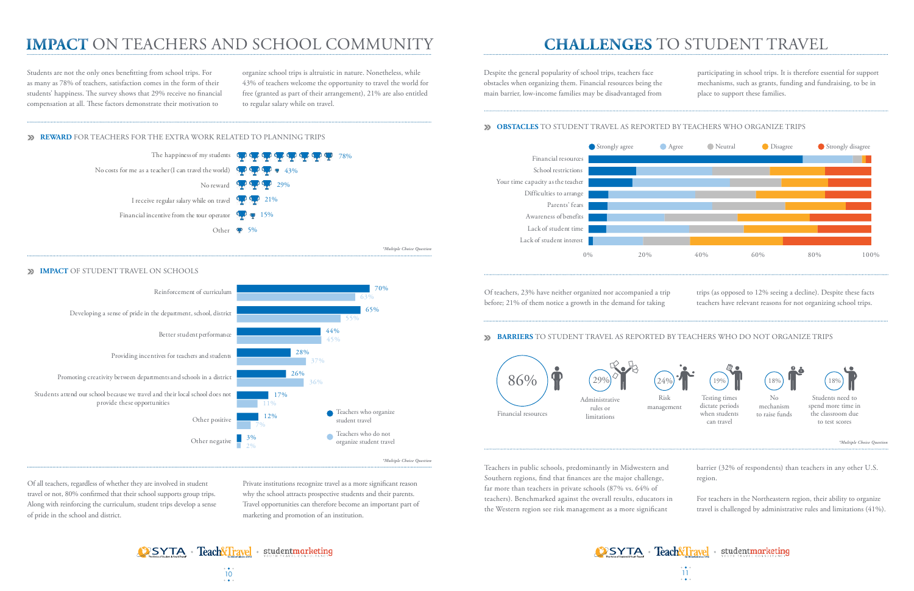# IMPACT ON TEACHERS AND SCHOOL COMMUNITY

Students are not the only ones benefitting from school trips. For as many as 78% of teachers, satisfaction comes in the form of their students' happiness. The survey shows that 29% receive no financial compensation at all. These factors demonstrate their motivation to organize school trips is altruistic in nature. Nonetheless, while 43% of teachers welcome the opportunity to travel the world for free (granted as part of their arrangement), 21% are also entitled to regular salary while on travel.

### » REWARD FOR TEACHERS FOR THE EXTRA WORK RELATED TO PLANNING TRIPS

| Reward | % |
|---|---|
| The happiness of my students | 78% |
| No costs for me as a teacher (I can travel the world) | 43% |
| No reward | 29% |
| I receive regular salary while on travel | 21% |
| Financial incentive from the tour operator | 15% |
| Other | 5% |

*Multiple Choice Question

### » IMPACT OF STUDENT TRAVEL ON SCHOOLS

| Impact | Teachers who organize student travel | Teachers who do not organize student travel |
|---|---|---|
| Reinforcement of curriculum | 70% | 63% |
| Developing a sense of pride in the department, school, district | 65% | 55% |
| Better student performance | 44% | 45% |
| Providing incentives for teachers and students | 28% | 37% |
| Promoting creativity between departments and schools in a district | 26% | 36% |
| Students attend our school because we travel and their local school does not provide these opportunities | 17% | 11% |
| Other positive | 12% | 7% |
| Other negative | 3% | 2% |

*Multiple Choice Question

Of all teachers, regardless of whether they are involved in student travel or not, 80% confirmed that their school supports group trips. Along with reinforcing the curriculum, student trips develop a sense of pride in the school and district.

Private institutions recognize travel as a more significant reason why the school attracts prospective students and their parents. Travel opportunities can therefore become an important part of marketing and promotion of an institution.

# CHALLENGES TO STUDENT TRAVEL

Despite the general popularity of school trips, teachers face obstacles when organizing them. Financial resources being the main barrier, low-income families may be disadvantaged from participating in school trips. It is therefore essential for support mechanisms, such as grants, funding and fundraising, to be in place to support these families.

### » OBSTACLES TO STUDENT TRAVEL AS REPORTED BY TEACHERS WHO ORGANIZE TRIPS

Legend: Strongly agree, Agree, Neutral, Disagree, Strongly disagree

Categories: Financial resources; School restrictions; Your time capacity as the teacher; Difficulties to arrange; Parents' fears; Awareness of benefits; Lack of student time; Lack of student interest

Axis: 0%, 20%, 40%, 60%, 80%, 100%

Of teachers, 23% have neither organized nor accompanied a trip before; 21% of them notice a growth in the demand for taking trips (as opposed to 12% seeing a decline). Despite these facts teachers have relevant reasons for not organizing school trips.

### » BARRIERS TO STUDENT TRAVEL AS REPORTED BY TEACHERS WHO DO NOT ORGANIZE TRIPS

| Barrier | % |
|---|---|
| Financial resources | 86% |
| Administrative rules or limitations | 29% |
| Risk management | 24% |
| Testing times dictate periods when students can travel | 19% |
| No mechanism to raise funds | 18% |
| Students need to spend more time in the classroom due to test scores | 18% |

*Multiple Choice Question

Teachers in public schools, predominantly in Midwestern and Southern regions, find that finances are the major challenge, far more than teachers in private schools (87% vs. 64% of teachers). Benchmarked against the overall results, educators in the Western region see risk management as a more significant barrier (32% of respondents) than teachers in any other U.S. region.

For teachers in the Northeastern region, their ability to organize travel is challenged by administrative rules and limitations (41%).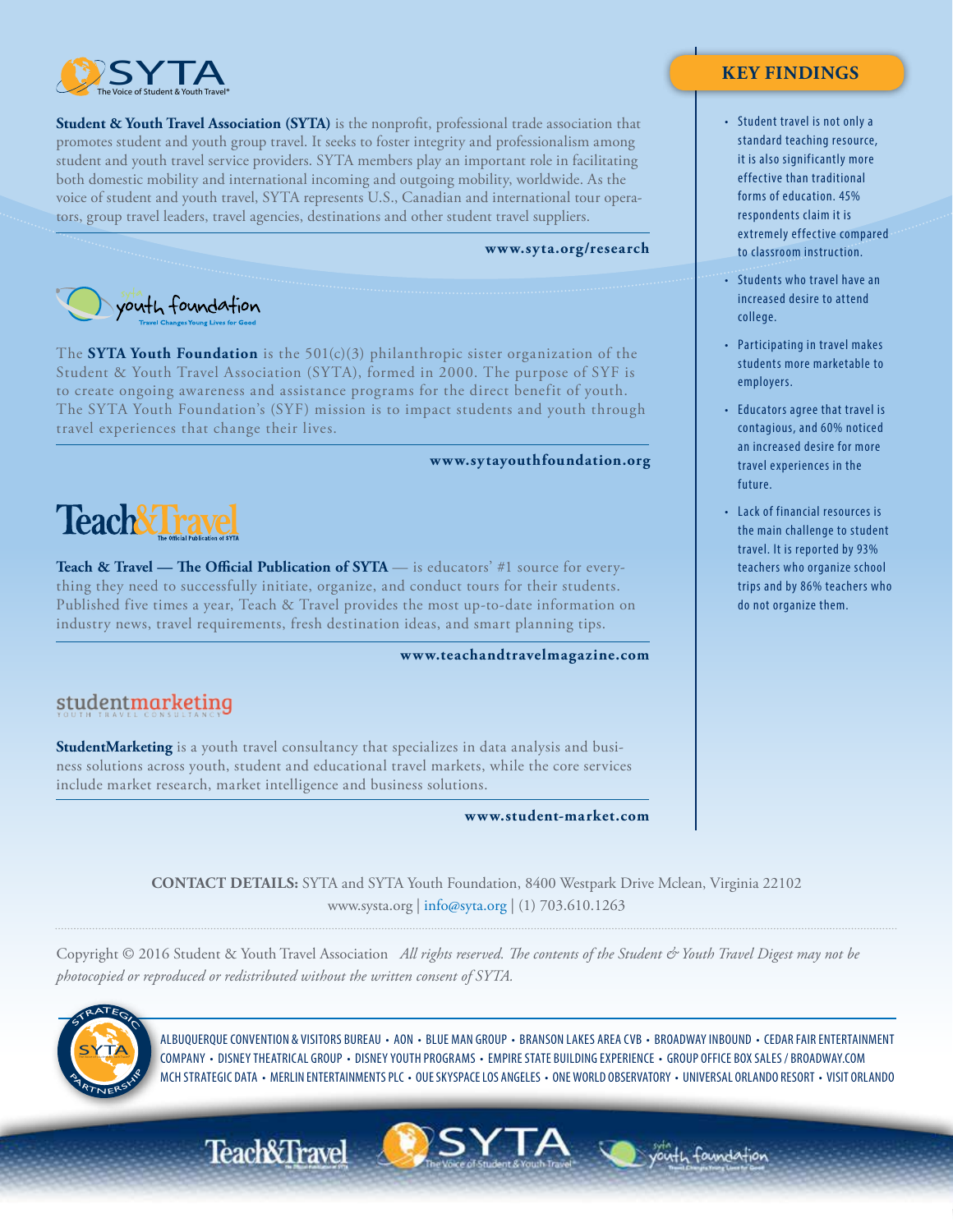**Student & Youth Travel Association (SYTA)** is the nonprofit, professional trade association that promotes student and youth group travel. It seeks to foster integrity and professionalism among student and youth travel service providers. SYTA members play an important role in facilitating both domestic mobility and international incoming and outgoing mobility, worldwide. As the voice of student and youth travel, SYTA represents U.S., Canadian and international tour operators, group travel leaders, travel agencies, destinations and other student travel suppliers.

**www.syta.org/research**

The **SYTA Youth Foundation** is the 501(c)(3) philanthropic sister organization of the Student & Youth Travel Association (SYTA), formed in 2000. The purpose of SYF is to create ongoing awareness and assistance programs for the direct benefit of youth. The SYTA Youth Foundation's (SYF) mission is to impact students and youth through travel experiences that change their lives.

**www.sytayouthfoundation.org**

**Teach & Travel — The Official Publication of SYTA** — is educators' #1 source for everything they need to successfully initiate, organize, and conduct tours for their students. Published five times a year, Teach & Travel provides the most up-to-date information on industry news, travel requirements, fresh destination ideas, and smart planning tips.

**www.teachandtravelmagazine.com**

**StudentMarketing** is a youth travel consultancy that specializes in data analysis and business solutions across youth, student and educational travel markets, while the core services include market research, market intelligence and business solutions.

**www.student-market.com**

## KEY FINDINGS

- Student travel is not only a standard teaching resource, it is also significantly more effective than traditional forms of education. 45% respondents claim it is extremely effective compared to classroom instruction.
- Students who travel have an increased desire to attend college.
- Participating in travel makes students more marketable to employers.
- Educators agree that travel is contagious, and 60% noticed an increased desire for more travel experiences in the future.
- Lack of financial resources is the main challenge to student travel. It is reported by 93% teachers who organize school trips and by 86% teachers who do not organize them.

**CONTACT DETAILS:** SYTA and SYTA Youth Foundation, 8400 Westpark Drive Mclean, Virginia 22102
www.systa.org | info@syta.org | (1) 703.610.1263

Copyright © 2016 Student & Youth Travel Association *All rights reserved. The contents of the Student & Youth Travel Digest may not be photocopied or reproduced or redistributed without the written consent of SYTA.*

ALBUQUERQUE CONVENTION & VISITORS BUREAU • AON • BLUE MAN GROUP • BRANSON LAKES AREA CVB • BROADWAY INBOUND • CEDAR FAIR ENTERTAINMENT COMPANY • DISNEY THEATRICAL GROUP • DISNEY YOUTH PROGRAMS • EMPIRE STATE BUILDING EXPERIENCE • GROUP OFFICE BOX SALES / BROADWAY.COM MCH STRATEGIC DATA • MERLIN ENTERTAINMENTS PLC • OUE SKYSPACE LOS ANGELES • ONE WORLD OBSERVATORY • UNIVERSAL ORLANDO RESORT • VISIT ORLANDO